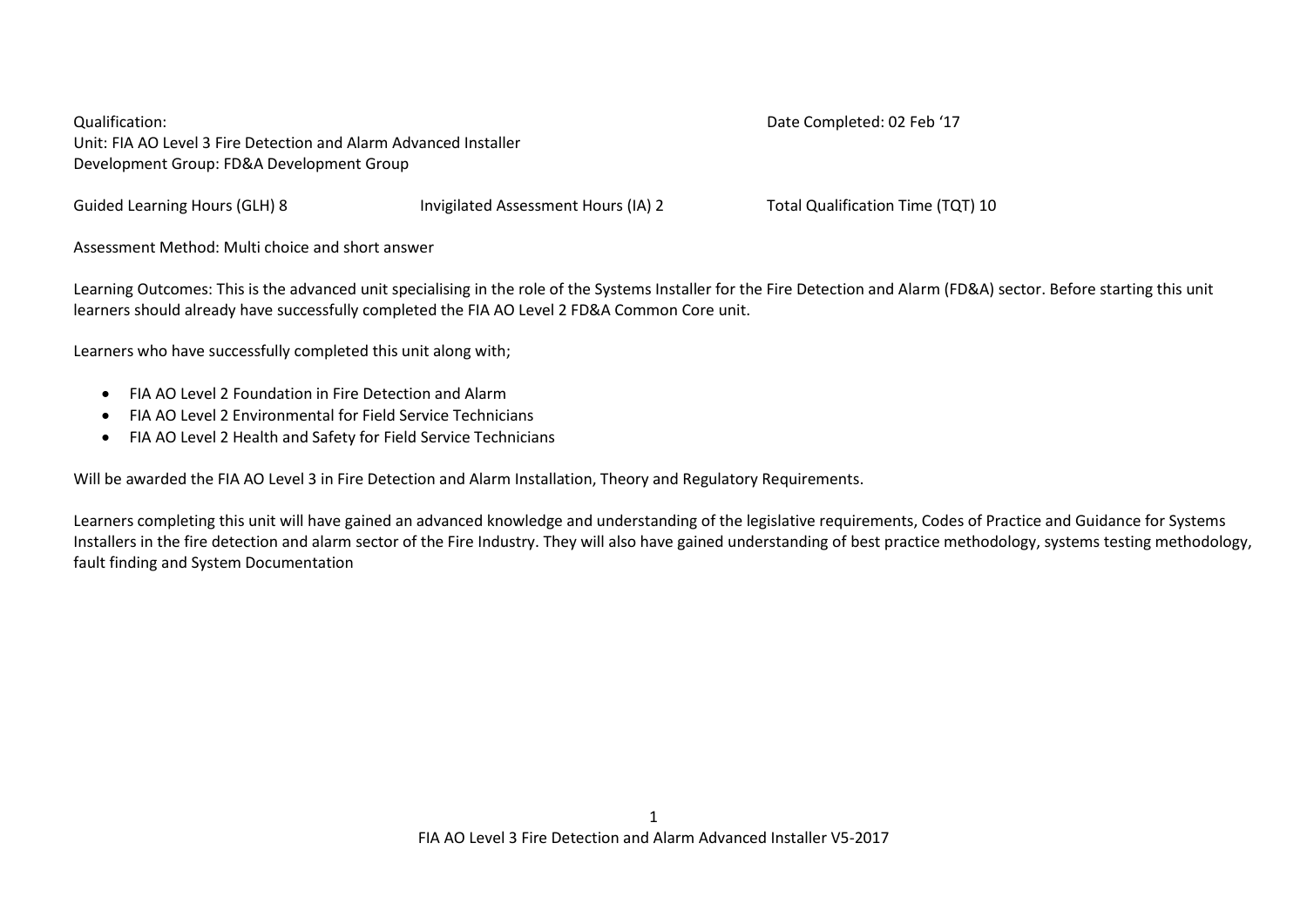Qualification:

Date Completed: 02 Feb '17

Unit: FIA AO Level 3 Fire Detection and Alarm Advanced Installer

Development Group: FD&A Development Group

Guided Learning Hours (GLH) 8 | Invigilated Assessment Hours (IA) 2 | Total Qualification Time (TQT) 10

Assessment Method: Multi choice and short answer

Learning Outcomes: This is the advanced unit specialising in the role of the Systems Installer for the Fire Detection and Alarm (FD&A) sector. Before starting this unit learners should already have successfully completed the FIA AO Level 2 FD&A Common Core unit.

Learners who have successfully completed this unit along with;

- FIA AO Level 2 Foundation in Fire Detection and Alarm
- FIA AO Level 2 Environmental for Field Service Technicians
- FIA AO Level 2 Health and Safety for Field Service Technicians

Will be awarded the FIA AO Level 3 in Fire Detection and Alarm Installation, Theory and Regulatory Requirements.

Learners completing this unit will have gained an advanced knowledge and understanding of the legislative requirements, Codes of Practice and Guidance for Systems Installers in the fire detection and alarm sector of the Fire Industry. They will also have gained understanding of best practice methodology, systems testing methodology, fault finding and System Documentation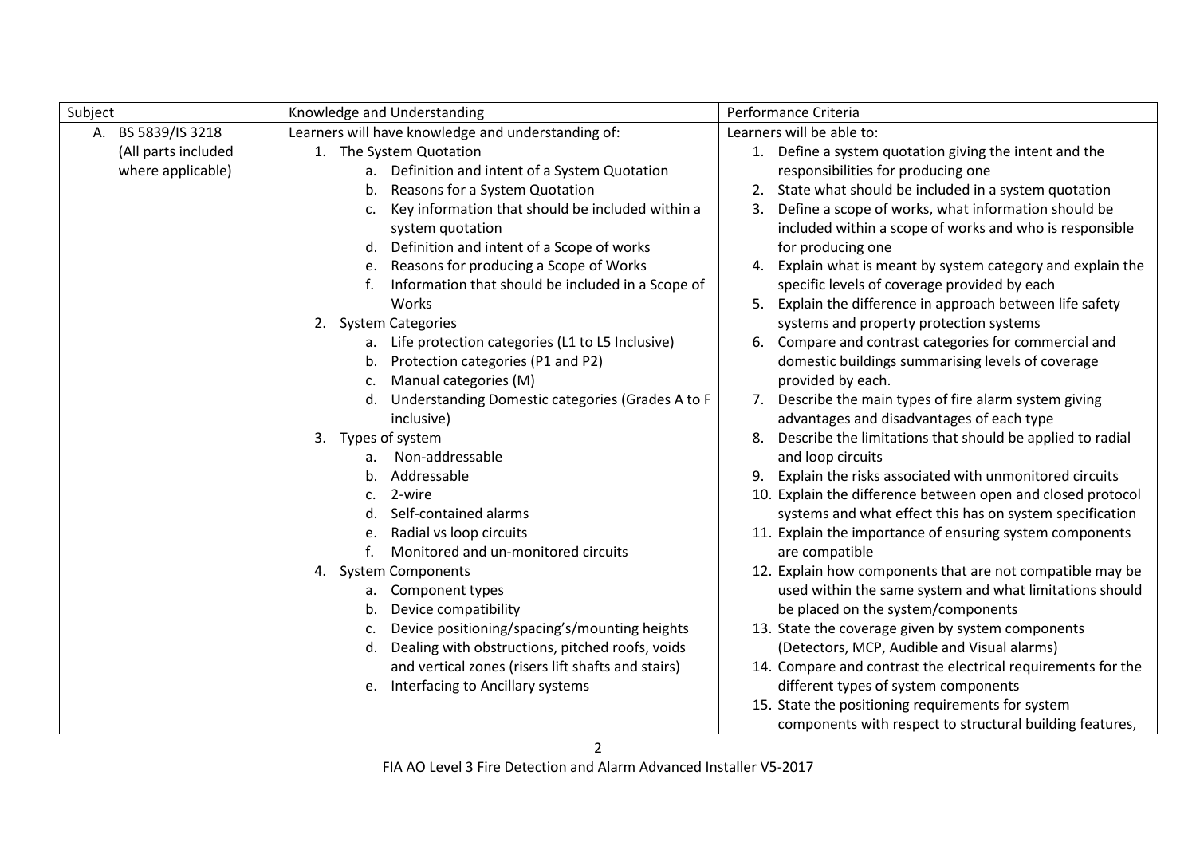| Subject | Knowledge and Understanding | Performance Criteria |
|---|---|---|
| A. BS 5839/IS 3218 (All parts included where applicable) | Learners will have knowledge and understanding of:<br>1. The System Quotation<br>a. Definition and intent of a System Quotation<br>b. Reasons for a System Quotation<br>c. Key information that should be included within a system quotation<br>d. Definition and intent of a Scope of works<br>e. Reasons for producing a Scope of Works<br>f. Information that should be included in a Scope of Works<br>2. System Categories<br>a. Life protection categories (L1 to L5 Inclusive)<br>b. Protection categories (P1 and P2)<br>c. Manual categories (M)<br>d. Understanding Domestic categories (Grades A to F inclusive)<br>3. Types of system<br>a. Non-addressable<br>b. Addressable<br>c. 2-wire<br>d. Self-contained alarms<br>e. Radial vs loop circuits<br>f. Monitored and un-monitored circuits<br>4. System Components<br>a. Component types<br>b. Device compatibility<br>c. Device positioning/spacing's/mounting heights<br>d. Dealing with obstructions, pitched roofs, voids and vertical zones (risers lift shafts and stairs)<br>e. Interfacing to Ancillary systems | Learners will be able to:<br>1. Define a system quotation giving the intent and the responsibilities for producing one<br>2. State what should be included in a system quotation<br>3. Define a scope of works, what information should be included within a scope of works and who is responsible for producing one<br>4. Explain what is meant by system category and explain the specific levels of coverage provided by each<br>5. Explain the difference in approach between life safety systems and property protection systems<br>6. Compare and contrast categories for commercial and domestic buildings summarising levels of coverage provided by each.<br>7. Describe the main types of fire alarm system giving advantages and disadvantages of each type<br>8. Describe the limitations that should be applied to radial and loop circuits<br>9. Explain the risks associated with unmonitored circuits<br>10. Explain the difference between open and closed protocol systems and what effect this has on system specification<br>11. Explain the importance of ensuring system components are compatible<br>12. Explain how components that are not compatible may be used within the same system and what limitations should be placed on the system/components<br>13. State the coverage given by system components (Detectors, MCP, Audible and Visual alarms)<br>14. Compare and contrast the electrical requirements for the different types of system components<br>15. State the positioning requirements for system components with respect to structural building features, |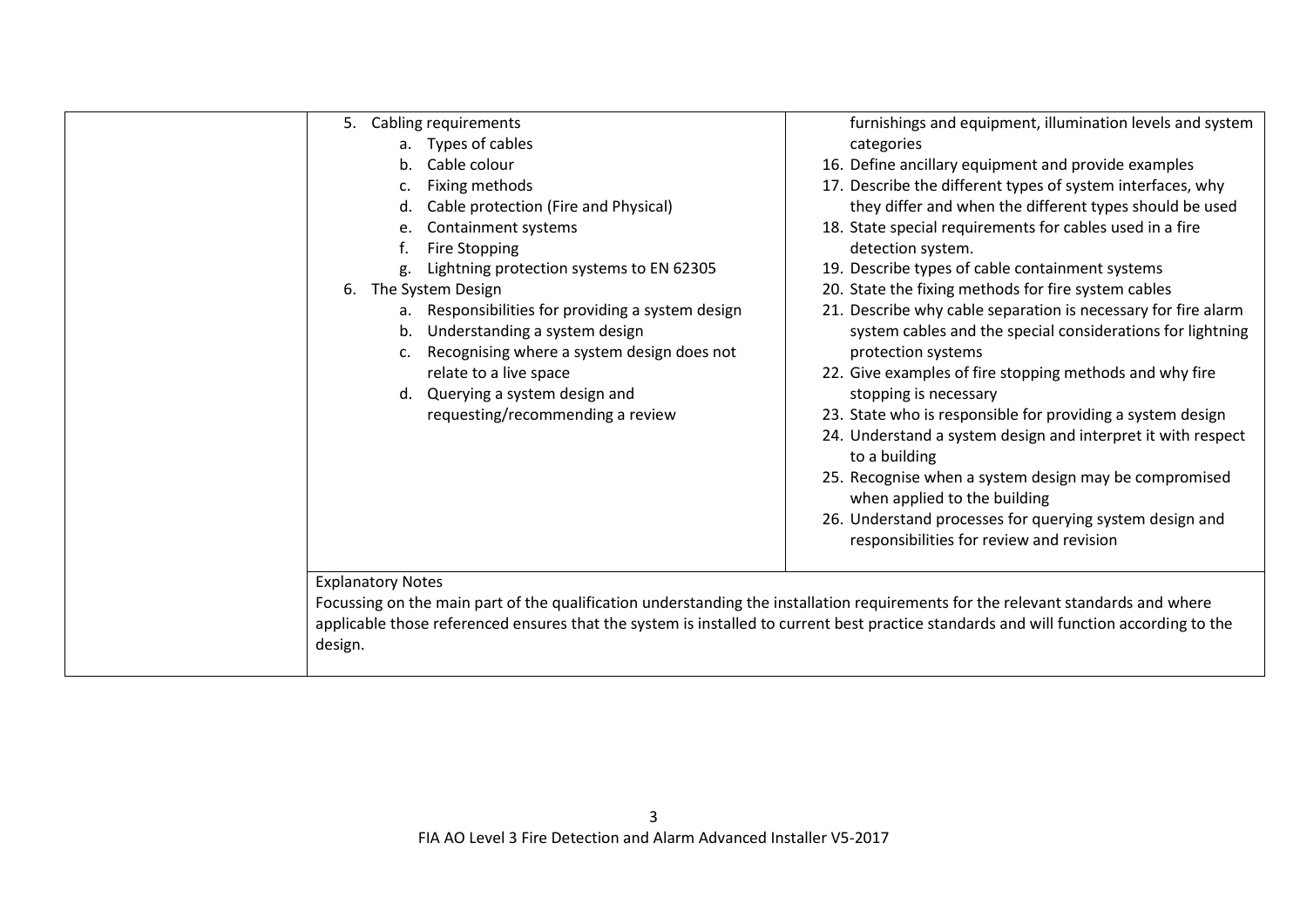| | | |
|---|---|---|
| | 5. Cabling requirements<br>a. Types of cables<br>b. Cable colour<br>c. Fixing methods<br>d. Cable protection (Fire and Physical)<br>e. Containment systems<br>f. Fire Stopping<br>g. Lightning protection systems to EN 62305<br>6. The System Design<br>a. Responsibilities for providing a system design<br>b. Understanding a system design<br>c. Recognising where a system design does not relate to a live space<br>d. Querying a system design and requesting/recommending a review | furnishings and equipment, illumination levels and system categories<br>16. Define ancillary equipment and provide examples<br>17. Describe the different types of system interfaces, why they differ and when the different types should be used<br>18. State special requirements for cables used in a fire detection system.<br>19. Describe types of cable containment systems<br>20. State the fixing methods for fire system cables<br>21. Describe why cable separation is necessary for fire alarm system cables and the special considerations for lightning protection systems<br>22. Give examples of fire stopping methods and why fire stopping is necessary<br>23. State who is responsible for providing a system design<br>24. Understand a system design and interpret it with respect to a building<br>25. Recognise when a system design may be compromised when applied to the building<br>26. Understand processes for querying system design and responsibilities for review and revision |
| | Explanatory Notes<br>Focussing on the main part of the qualification understanding the installation requirements for the relevant standards and where applicable those referenced ensures that the system is installed to current best practice standards and will function according to the design. | |

FIA AO Level 3 Fire Detection and Alarm Advanced Installer V5-2017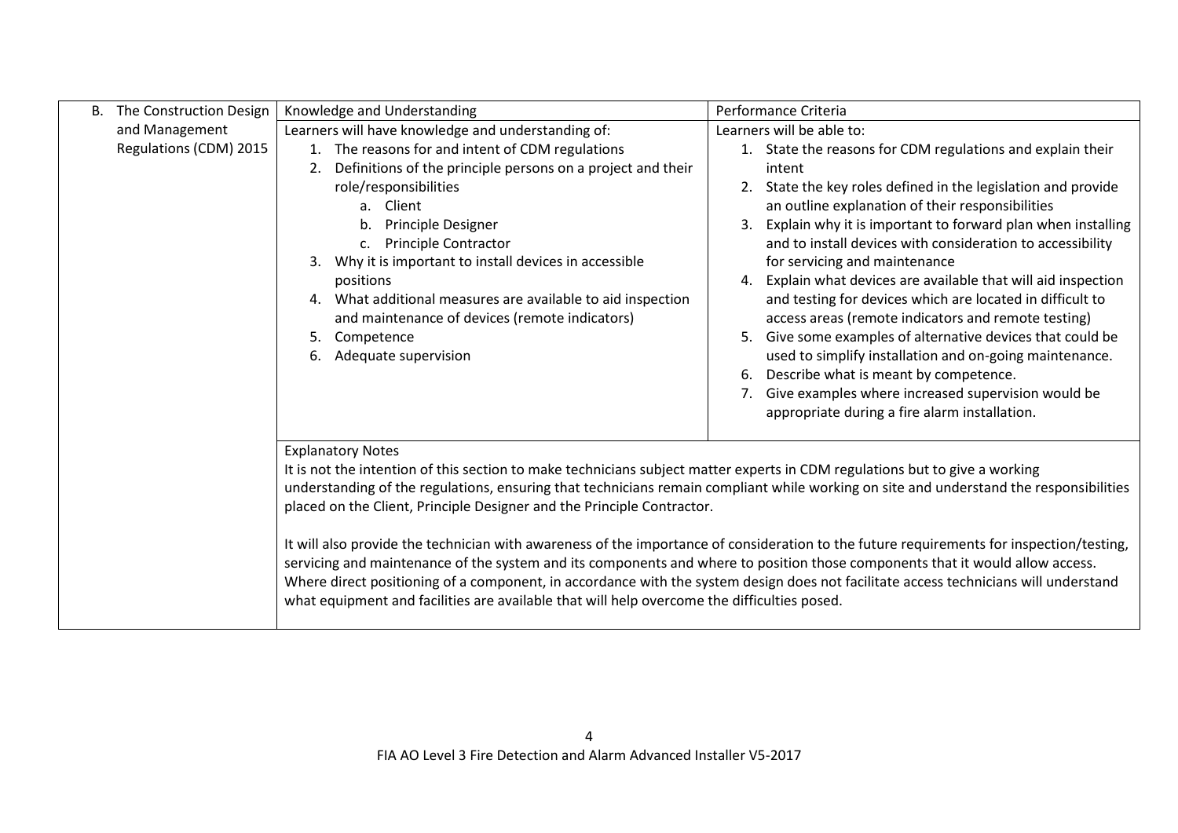| B. The Construction Design and Management Regulations (CDM) 2015 | Knowledge and Understanding | Performance Criteria |
|---|---|---|
| | Learners will have knowledge and understanding of:<br>1. The reasons for and intent of CDM regulations<br>2. Definitions of the principle persons on a project and their role/responsibilities<br>a. Client<br>b. Principle Designer<br>c. Principle Contractor<br>3. Why it is important to install devices in accessible positions<br>4. What additional measures are available to aid inspection and maintenance of devices (remote indicators)<br>5. Competence<br>6. Adequate supervision | Learners will be able to:<br>1. State the reasons for CDM regulations and explain their intent<br>2. State the key roles defined in the legislation and provide an outline explanation of their responsibilities<br>3. Explain why it is important to forward plan when installing and to install devices with consideration to accessibility for servicing and maintenance<br>4. Explain what devices are available that will aid inspection and testing for devices which are located in difficult to access areas (remote indicators and remote testing)<br>5. Give some examples of alternative devices that could be used to simplify installation and on-going maintenance.<br>6. Describe what is meant by competence.<br>7. Give examples where increased supervision would be appropriate during a fire alarm installation. |
| | Explanatory Notes<br>It is not the intention of this section to make technicians subject matter experts in CDM regulations but to give a working understanding of the regulations, ensuring that technicians remain compliant while working on site and understand the responsibilities placed on the Client, Principle Designer and the Principle Contractor.<br><br>It will also provide the technician with awareness of the importance of consideration to the future requirements for inspection/testing, servicing and maintenance of the system and its components and where to position those components that it would allow access. Where direct positioning of a component, in accordance with the system design does not facilitate access technicians will understand what equipment and facilities are available that will help overcome the difficulties posed. | |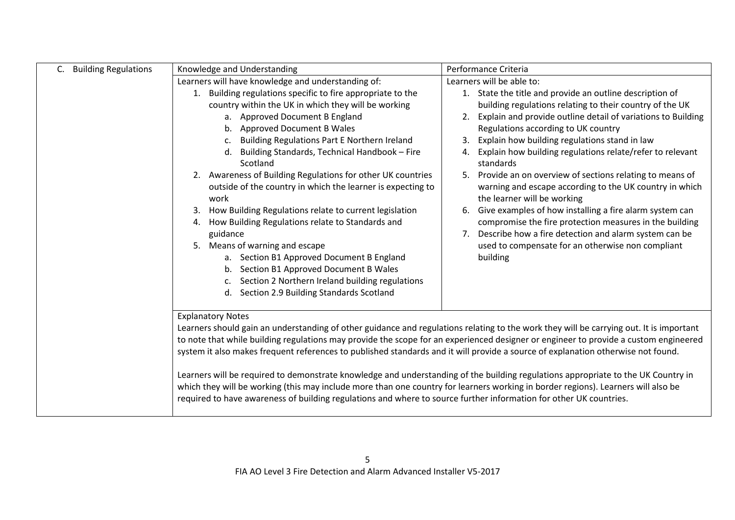| C. Building Regulations | Knowledge and Understanding | Performance Criteria |
|---|---|---|
| | Learners will have knowledge and understanding of:<br>1. Building regulations specific to fire appropriate to the country within the UK in which they will be working<br>&nbsp;&nbsp;&nbsp;a. Approved Document B England<br>&nbsp;&nbsp;&nbsp;b. Approved Document B Wales<br>&nbsp;&nbsp;&nbsp;c. Building Regulations Part E Northern Ireland<br>&nbsp;&nbsp;&nbsp;d. Building Standards, Technical Handbook – Fire Scotland<br>2. Awareness of Building Regulations for other UK countries outside of the country in which the learner is expecting to work<br>3. How Building Regulations relate to current legislation<br>4. How Building Regulations relate to Standards and guidance<br>5. Means of warning and escape<br>&nbsp;&nbsp;&nbsp;a. Section B1 Approved Document B England<br>&nbsp;&nbsp;&nbsp;b. Section B1 Approved Document B Wales<br>&nbsp;&nbsp;&nbsp;c. Section 2 Northern Ireland building regulations<br>&nbsp;&nbsp;&nbsp;d. Section 2.9 Building Standards Scotland | Learners will be able to:<br>1. State the title and provide an outline description of building regulations relating to their country of the UK<br>2. Explain and provide outline detail of variations to Building Regulations according to UK country<br>3. Explain how building regulations stand in law<br>4. Explain how building regulations relate/refer to relevant standards<br>5. Provide an on overview of sections relating to means of warning and escape according to the UK country in which the learner will be working<br>6. Give examples of how installing a fire alarm system can compromise the fire protection measures in the building<br>7. Describe how a fire detection and alarm system can be used to compensate for an otherwise non compliant building |
| | Explanatory Notes<br>Learners should gain an understanding of other guidance and regulations relating to the work they will be carrying out. It is important to note that while building regulations may provide the scope for an experienced designer or engineer to provide a custom engineered system it also makes frequent references to published standards and it will provide a source of explanation otherwise not found.<br><br>Learners will be required to demonstrate knowledge and understanding of the building regulations appropriate to the UK Country in which they will be working (this may include more than one country for learners working in border regions). Learners will also be required to have awareness of building regulations and where to source further information for other UK countries. | |

FIA AO Level 3 Fire Detection and Alarm Advanced Installer V5-2017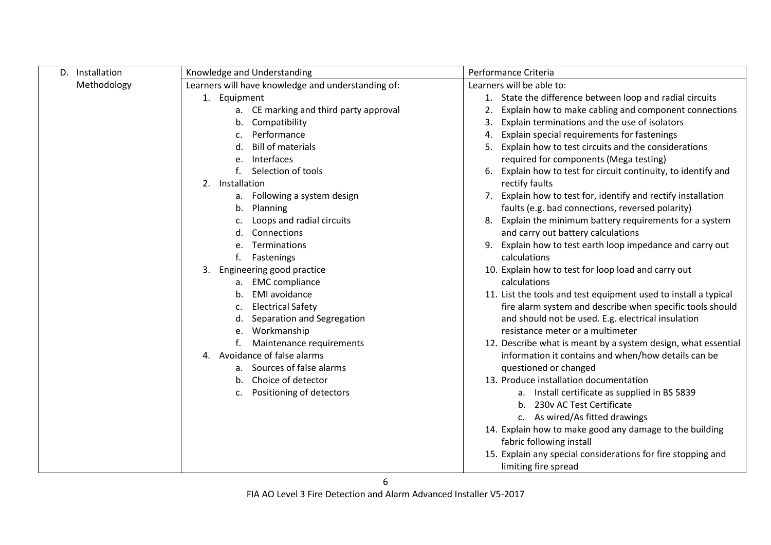| D. Installation Methodology | Knowledge and Understanding | Performance Criteria |
| --- | --- | --- |
| | Learners will have knowledge and understanding of:<br>1. Equipment<br>a. CE marking and third party approval<br>b. Compatibility<br>c. Performance<br>d. Bill of materials<br>e. Interfaces<br>f. Selection of tools<br>2. Installation<br>a. Following a system design<br>b. Planning<br>c. Loops and radial circuits<br>d. Connections<br>e. Terminations<br>f. Fastenings<br>3. Engineering good practice<br>a. EMC compliance<br>b. EMI avoidance<br>c. Electrical Safety<br>d. Separation and Segregation<br>e. Workmanship<br>f. Maintenance requirements<br>4. Avoidance of false alarms<br>a. Sources of false alarms<br>b. Choice of detector<br>c. Positioning of detectors | Learners will be able to:<br>1. State the difference between loop and radial circuits<br>2. Explain how to make cabling and component connections<br>3. Explain terminations and the use of isolators<br>4. Explain special requirements for fastenings<br>5. Explain how to test circuits and the considerations required for components (Mega testing)<br>6. Explain how to test for circuit continuity, to identify and rectify faults<br>7. Explain how to test for, identify and rectify installation faults (e.g. bad connections, reversed polarity)<br>8. Explain the minimum battery requirements for a system and carry out battery calculations<br>9. Explain how to test earth loop impedance and carry out calculations<br>10. Explain how to test for loop load and carry out calculations<br>11. List the tools and test equipment used to install a typical fire alarm system and describe when specific tools should and should not be used. E.g. electrical insulation resistance meter or a multimeter<br>12. Describe what is meant by a system design, what essential information it contains and when/how details can be questioned or changed<br>13. Produce installation documentation<br>a. Install certificate as supplied in BS 5839<br>b. 230v AC Test Certificate<br>c. As wired/As fitted drawings<br>14. Explain how to make good any damage to the building fabric following install<br>15. Explain any special considerations for fire stopping and limiting fire spread |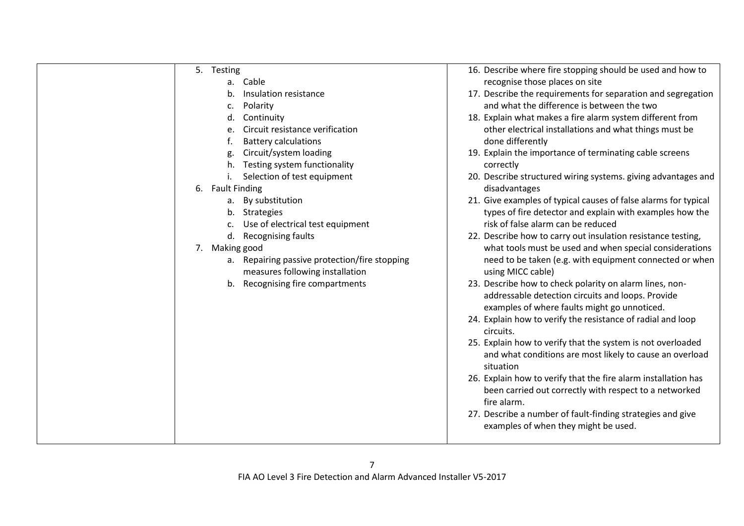| | | |
|---|---|---|
| | 5. Testing<br>a. Cable<br>b. Insulation resistance<br>c. Polarity<br>d. Continuity<br>e. Circuit resistance verification<br>f. Battery calculations<br>g. Circuit/system loading<br>h. Testing system functionality<br>i. Selection of test equipment<br>6. Fault Finding<br>a. By substitution<br>b. Strategies<br>c. Use of electrical test equipment<br>d. Recognising faults<br>7. Making good<br>a. Repairing passive protection/fire stopping measures following installation<br>b. Recognising fire compartments | 16. Describe where fire stopping should be used and how to recognise those places on site<br>17. Describe the requirements for separation and segregation and what the difference is between the two<br>18. Explain what makes a fire alarm system different from other electrical installations and what things must be done differently<br>19. Explain the importance of terminating cable screens correctly<br>20. Describe structured wiring systems. giving advantages and disadvantages<br>21. Give examples of typical causes of false alarms for typical types of fire detector and explain with examples how the risk of false alarm can be reduced<br>22. Describe how to carry out insulation resistance testing, what tools must be used and when special considerations need to be taken (e.g. with equipment connected or when using MICC cable)<br>23. Describe how to check polarity on alarm lines, non-addressable detection circuits and loops. Provide examples of where faults might go unnoticed.<br>24. Explain how to verify the resistance of radial and loop circuits.<br>25. Explain how to verify that the system is not overloaded and what conditions are most likely to cause an overload situation<br>26. Explain how to verify that the fire alarm installation has been carried out correctly with respect to a networked fire alarm.<br>27. Describe a number of fault-finding strategies and give examples of when they might be used. |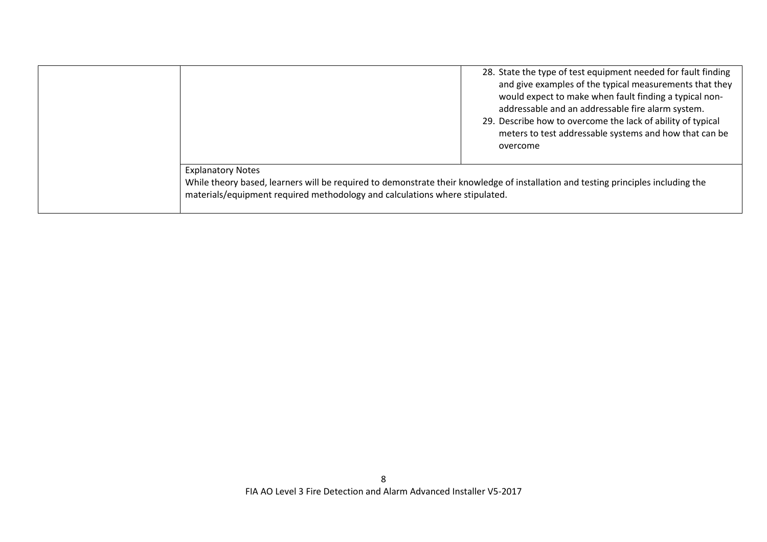| | | |
|---|---|---|
| | | 28. State the type of test equipment needed for fault finding and give examples of the typical measurements that they would expect to make when fault finding a typical non-addressable and an addressable fire alarm system.<br>29. Describe how to overcome the lack of ability of typical meters to test addressable systems and how that can be overcome |
| | Explanatory Notes<br>While theory based, learners will be required to demonstrate their knowledge of installation and testing principles including the materials/equipment required methodology and calculations where stipulated. | |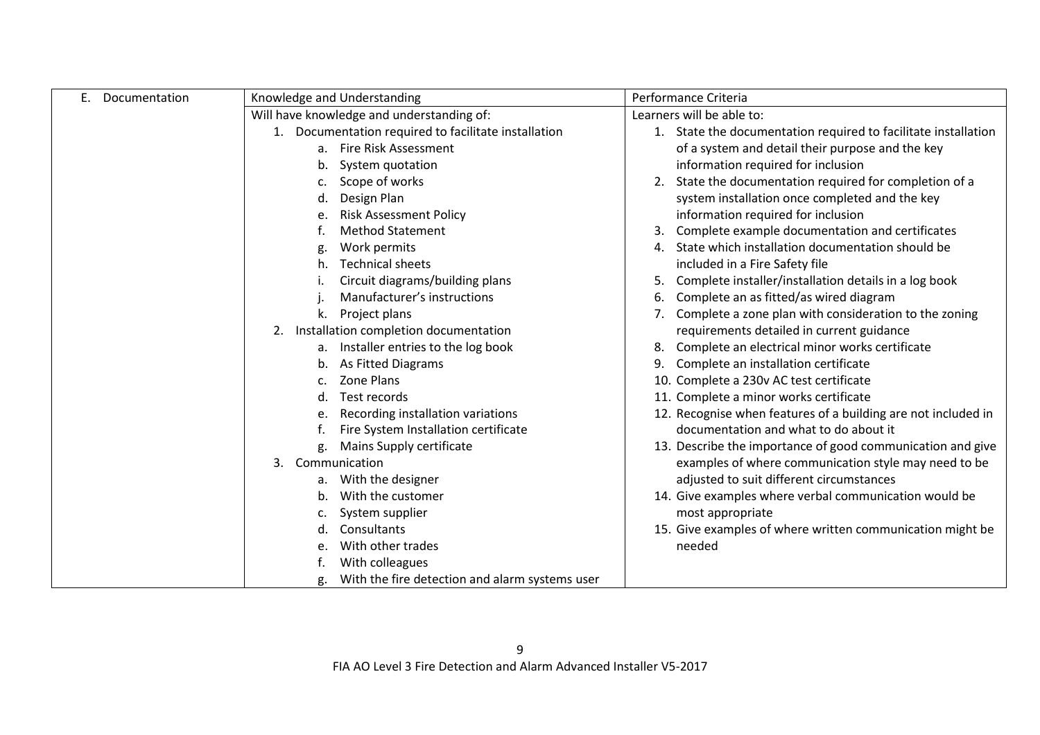| E. Documentation | Knowledge and Understanding | Performance Criteria |
|---|---|---|
| | Will have knowledge and understanding of:<br>1. Documentation required to facilitate installation<br>a. Fire Risk Assessment<br>b. System quotation<br>c. Scope of works<br>d. Design Plan<br>e. Risk Assessment Policy<br>f. Method Statement<br>g. Work permits<br>h. Technical sheets<br>i. Circuit diagrams/building plans<br>j. Manufacturer's instructions<br>k. Project plans<br>2. Installation completion documentation<br>a. Installer entries to the log book<br>b. As Fitted Diagrams<br>c. Zone Plans<br>d. Test records<br>e. Recording installation variations<br>f. Fire System Installation certificate<br>g. Mains Supply certificate<br>3. Communication<br>a. With the designer<br>b. With the customer<br>c. System supplier<br>d. Consultants<br>e. With other trades<br>f. With colleagues<br>g. With the fire detection and alarm systems user | Learners will be able to:<br>1. State the documentation required to facilitate installation of a system and detail their purpose and the key information required for inclusion<br>2. State the documentation required for completion of a system installation once completed and the key information required for inclusion<br>3. Complete example documentation and certificates<br>4. State which installation documentation should be included in a Fire Safety file<br>5. Complete installer/installation details in a log book<br>6. Complete an as fitted/as wired diagram<br>7. Complete a zone plan with consideration to the zoning requirements detailed in current guidance<br>8. Complete an electrical minor works certificate<br>9. Complete an installation certificate<br>10. Complete a 230v AC test certificate<br>11. Complete a minor works certificate<br>12. Recognise when features of a building are not included in documentation and what to do about it<br>13. Describe the importance of good communication and give examples of where communication style may need to be adjusted to suit different circumstances<br>14. Give examples where verbal communication would be most appropriate<br>15. Give examples of where written communication might be needed |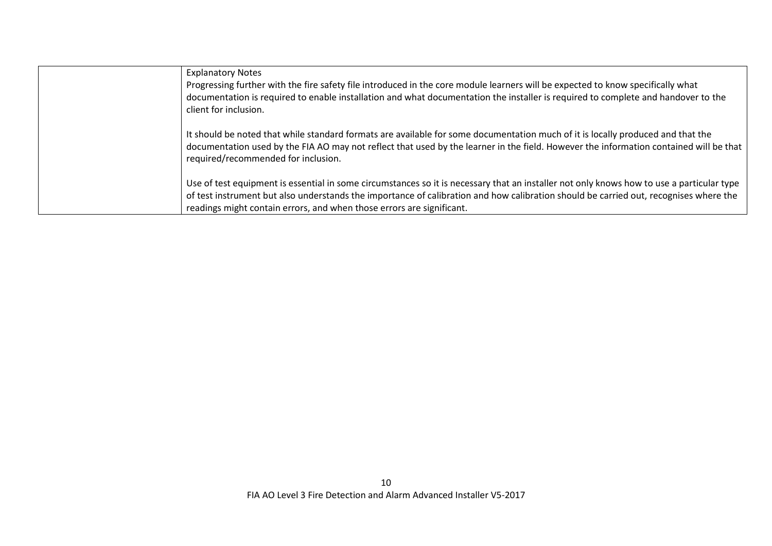| | |
|---|---|
| | Explanatory Notes<br>Progressing further with the fire safety file introduced in the core module learners will be expected to know specifically what documentation is required to enable installation and what documentation the installer is required to complete and handover to the client for inclusion.<br><br>It should be noted that while standard formats are available for some documentation much of it is locally produced and that the documentation used by the FIA AO may not reflect that used by the learner in the field. However the information contained will be that required/recommended for inclusion.<br><br>Use of test equipment is essential in some circumstances so it is necessary that an installer not only knows how to use a particular type of test instrument but also understands the importance of calibration and how calibration should be carried out, recognises where the readings might contain errors, and when those errors are significant. |